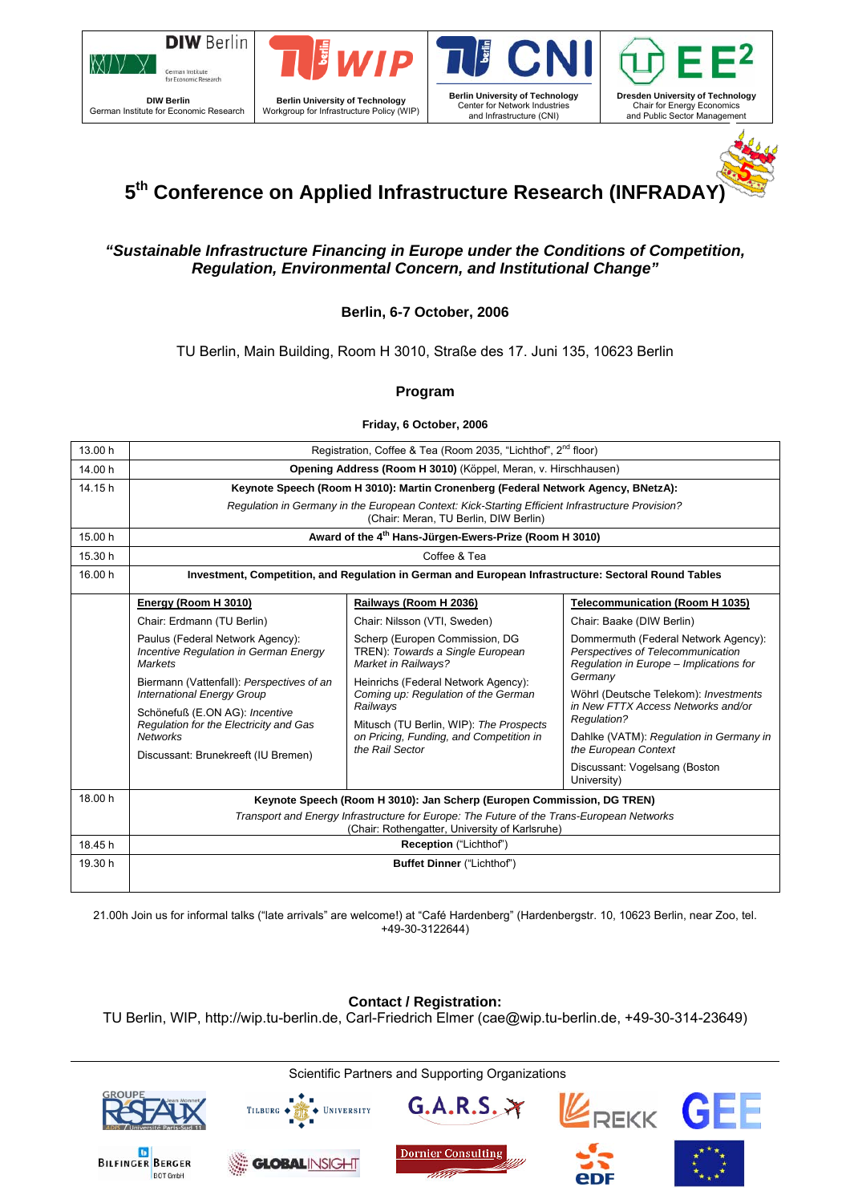DIW Berlin
German Institute for Economic Research

Berlin University of Technology
Workgroup for Infrastructure Policy (WIP)

Berlin University of Technology
Center for Network Industries and Infrastructure (CNI)

Dresden University of Technology
Chair for Energy Economics and Public Sector Management

# 5th Conference on Applied Infrastructure Research (INFRADAY)

## *"Sustainable Infrastructure Financing in Europe under the Conditions of Competition, Regulation, Environmental Concern, and Institutional Change"*

**Berlin, 6-7 October, 2006**

TU Berlin, Main Building, Room H 3010, Straße des 17. Juni 135, 10623 Berlin

### Program

**Friday, 6 October, 2006**

| Time | | | |
|---|---|---|---|
| 13.00 h | Registration, Coffee & Tea (Room 2035, "Lichthof", 2nd floor) | | |
| 14.00 h | **Opening Address (Room H 3010)** (Köppel, Meran, v. Hirschhausen) | | |
| 14.15 h | **Keynote Speech (Room H 3010): Martin Cronenberg (Federal Network Agency, BNetzA):** *Regulation in Germany in the European Context: Kick-Starting Efficient Infrastructure Provision?* (Chair: Meran, TU Berlin, DIW Berlin) | | |
| 15.00 h | **Award of the 4th Hans-Jürgen-Ewers-Prize (Room H 3010)** | | |
| 15.30 h | Coffee & Tea | | |
| 16.00 h | **Investment, Competition, and Regulation in German and European Infrastructure: Sectoral Round Tables** | | |
| | **Energy (Room H 3010)** | **Railways (Room H 2036)** | **Telecommunication (Room H 1035)** |
| | Chair: Erdmann (TU Berlin) | Chair: Nilsson (VTI, Sweden) | Chair: Baake (DIW Berlin) |
| | Paulus (Federal Network Agency): *Incentive Regulation in German Energy Markets* | Scherp (Europen Commission, DG TREN): *Towards a Single European Market in Railways?* | Dommermuth (Federal Network Agency): *Perspectives of Telecommunication Regulation in Europe – Implications for Germany* |
| | Biermann (Vattenfall): *Perspectives of an International Energy Group* | Heinrichs (Federal Network Agency): *Coming up: Regulation of the German Railways* | Wöhrl (Deutsche Telekom): *Investments in New FTTX Access Networks and/or Regulation?* |
| | Schönefuß (E.ON AG): *Incentive Regulation for the Electricity and Gas Networks* | Mitusch (TU Berlin, WIP): *The Prospects on Pricing, Funding, and Competition in the Rail Sector* | Dahlke (VATM): *Regulation in Germany in the European Context* |
| | Discussant: Brunekreeft (IU Bremen) | | Discussant: Vogelsang (Boston University) |
| 18.00 h | **Keynote Speech (Room H 3010): Jan Scherp (Europen Commission, DG TREN)** *Transport and Energy Infrastructure for Europe: The Future of the Trans-European Networks* (Chair: Rothengatter, University of Karlsruhe) | | |
| 18.45 h | **Reception** ("Lichthof") | | |
| 19.30 h | **Buffet Dinner** ("Lichthof") | | |

21.00h Join us for informal talks ("late arrivals" are welcome!) at "Café Hardenberg" (Hardenbergstr. 10, 10623 Berlin, near Zoo, tel. +49-30-3122644)

**Contact / Registration:**
TU Berlin, WIP, http://wip.tu-berlin.de, Carl-Friedrich Elmer (cae@wip.tu-berlin.de, +49-30-314-23649)

Scientific Partners and Supporting Organizations

Groupe Réseaux Jean Monnet – ADIS / Université Paris-Sud 11; Tilburg University; G.A.R.S.; REKK; GEE; Bilfinger Berger BOT GmbH; Global Insight; Dornier Consulting; EDF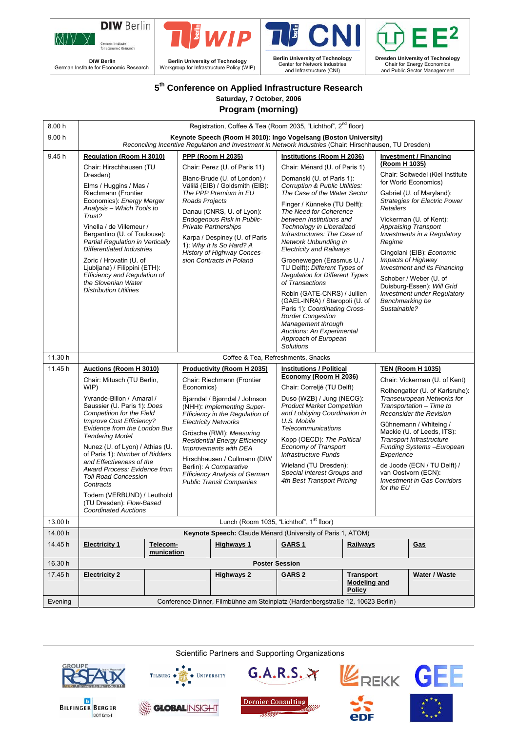| **DIW Berlin** German Institute for Economic Research | **Berlin University of Technology** Workgroup for Infrastructure Policy (WIP) | **Berlin University of Technology** Center for Network Industries and Infrastructure (CNI) | **Dresden University of Technology** Chair for Energy Economics and Public Sector Management |
|---|---|---|---|

# 5th Conference on Applied Infrastructure Research

**Saturday, 7 October, 2006**

## Program (morning)

| Time | | | | |
|---|---|---|---|---|
| 8.00 h | Registration, Coffee & Tea (Room 2035, "Lichthof", 2nd floor) | | | |
| 9.00 h | **Keynote Speech (Room H 3010): Ingo Vogelsang (Boston University)** *Reconciling Incentive Regulation and Investment in Network Industries* (Chair: Hirschhausen, TU Dresden) | | | |
| 9.45 h | **Regulation (Room H 3010)**<br>Chair: Hirschhausen (TU Dresden)<br>Elms / Huggins / Mas / Riechmann (Frontier Economics): *Energy Merger Analysis – Which Tools to Trust?*<br>Vinella / de Villemeur / Bergantino (U. of Toulouse): *Partial Regulation in Vertically Differentiated Industries*<br>Zoric / Hrovatin (U. of Ljubljana) / Filippini (ETH): *Efficiency and Regulation of the Slovenian Water Distribution Utilities* | **PPP (Room H 2035)**<br>Chair: Perez (U. of Paris 11)<br>Blanc-Brude (U. of London) / Välilä (EIB) / Goldsmith (EIB): *The PPP Premium in EU Roads Projects*<br>Danau (CNRS, U. of Lyon): *Endogenous Risk in Public-Private Partnerships*<br>Karpa / Despiney (U. of Paris 1): *Why It Is So Hard? A History of Highway Concession Contracts in Poland* | **Institutions (Room H 2036)**<br>Chair: Ménard (U. of Paris 1)<br>Domanski (U. of Paris 1): *Corruption & Public Utilities: The Case of the Water Sector*<br>Finger / Künneke (TU Delft): *The Need for Coherence between Institutions and Technology in Liberalized Infrastructures: The Case of Network Unbundling in Electricity and Railways*<br>Groenewegen (Erasmus U. / TU Delft): *Different Types of Regulation for Different Types of Transactions*<br>Robin (GATE-CNRS) / Jullien (GAEL-INRA) / Staropoli (U. of Paris 1): *Coordinating Cross-Border Congestion Management through Auctions: An Experimental Approach of European Solutions* | **Investment / Financing (Room H 1035)**<br>Chair: Soltwedel (Kiel Institute for World Economics)<br>Gabriel (U. of Maryland): *Strategies for Electric Power Retailers*<br>Vickerman (U. of Kent): *Appraising Transport Investments in a Regulatory Regime*<br>Cingolani (EIB): *Economic Impacts of Highway Investment and its Financing*<br>Schober / Weber (U. of Duisburg-Essen): *Will Grid Investment under Regulatory Benchmarking be Sustainable?* |
| 11.30 h | Coffee & Tea, Refreshments, Snacks | | | |
| 11.45 h | **Auctions (Room H 3010)**<br>Chair: Mitusch (TU Berlin, WIP)<br>Yvrande-Billon / Amaral / Saussier (U. Paris 1): *Does Competition for the Field Improve Cost Efficiency? Evidence from the London Bus Tendering Model*<br>Nunez (U. of Lyon) / Athias (U. of Paris 1): *Number of Bidders and Effectiveness of the Award Process: Evidence from Toll Road Concession Contracts*<br>Todem (VERBUND) / Leuthold (TU Dresden): *Flow-Based Coordinated Auctions* | **Productivity (Room H 2035)**<br>Chair: Riechmann (Frontier Economics)<br>Bjørndal / Bjørndal / Johnson (NHH): *Implementing Super-Efficiency in the Regulation of Electricity Networks*<br>Grösche (RWI): *Measuring Residential Energy Efficiency Improvements with DEA*<br>Hirschhausen / Cullmann (DIW Berlin): *A Comparative Efficiency Analysis of German Public Transit Companies* | **Institutions / Political Economy (Room H 2036)**<br>Chair: Correljé (TU Delft)<br>Duso (WZB) / Jung (NECG): *Product Market Competition and Lobbying Coordination in U.S. Mobile Telecommunications*<br>Kopp (OECD): *The Political Economy of Transport Infrastructure Funds*<br>Wieland (TU Dresden): *Special Interest Groups and 4th Best Transport Pricing* | **TEN (Room H 1035)**<br>Chair: Vickerman (U. of Kent)<br>Rothengatter (U. of Karlsruhe): *Transeuropean Networks for Transportation – Time to Reconsider the Revision*<br>Gühnemann / Whiteing / Mackie (U. of Leeds, ITS): *Transport Infrastructure Funding Systems –European Experience*<br>de Joode (ECN / TU Delft) / van Oostvorn (ECN): *Investment in Gas Corridors for the EU* |
| 13.00 h | Lunch (Room 1035, "Lichthof", 1st floor) | | | |
| 14.00 h | **Keynote Speech:** Claude Ménard (University of Paris 1, ATOM) | | | |

| Time | | | | | | | |
|---|---|---|---|---|---|---|---|
| 14.45 h | **Electricity 1** | **Telecommunication** | **Highways 1** | **GARS 1** | **Railways** | **Gas** |
| 16.30 h | **Poster Session** | | | | | |
| 17.45 h | **Electricity 2** | | **Highways 2** | **GARS 2** | **Transport Modeling and Policy** | **Water / Waste** |
| Evening | Conference Dinner, Filmbühne am Steinplatz (Hardenbergstraße 12, 10623 Berlin) | | | | | |

Scientific Partners and Supporting Organizations

GROUPE RESEAUX Jean Monnet – Université Paris-Sud 11; Tilburg University; G.A.R.S.; REKK; GEE; Bilfinger Berger BOT GmbH; Global Insight; Dornier Consulting; EDF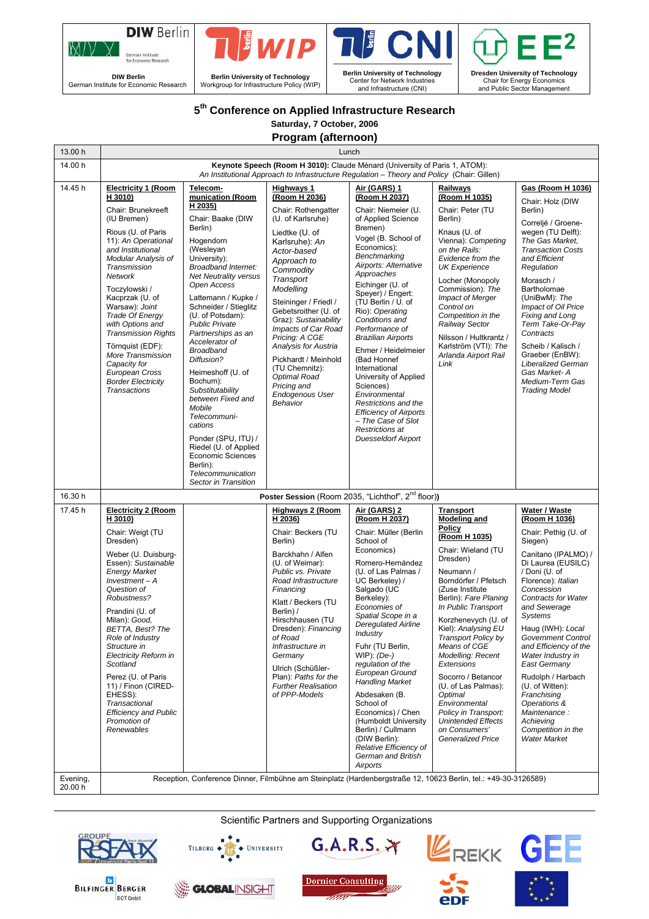DIW Berlin
German Institute for Economic Research

Berlin University of Technology
Workgroup for Infrastructure Policy (WIP)

Berlin University of Technology
Center for Network Industries and Infrastructure (CNI)

Dresden University of Technology
Chair for Energy Economics and Public Sector Management

# 5th Conference on Applied Infrastructure Research

**Saturday, 7 October, 2006**

## Program (afternoon)

| Time | | | | | | |
|---|---|---|---|---|---|---|
| 13.00 h | Lunch | | | | | |
| 14.00 h | **Keynote Speech (Room H 3010):** Claude Ménard (University of Paris 1, ATOM): *An Institutional Approach to Infrastructure Regulation – Theory and Policy* (Chair: Gillen) | | | | | |
| 14.45 h | **Electricity 1 (Room H 3010)**<br>Chair: Brunekreeft (IU Bremen)<br>Rious (U. of Paris 11): *An Operational and Institutional Modular Analysis of Transmission Network*<br>Toczylowski / Kacprzak (U. of Warsaw): *Joint Trade Of Energy with Options and Transmission Rights*<br>Törnquist (EDF): *More Transmission Capacity for European Cross Border Electricity Transactions* | **Telecom-munication (Room H 2035)**<br>Chair: Baake (DIW Berlin)<br>Hogendorn (Wesleyan University): *Broadband Internet: Net Neutrality versus Open Access*<br>Lattemann / Kupke / Schneider / Stieglitz (U. of Potsdam): *Public Private Partnerships as an Accelerator of Broadband Diffusion?*<br>Heimeshoff (U. of Bochum): *Substitutability between Fixed and Mobile Telecommuni-cations*<br>Ponder (SPU, ITU) / Riedel (U. of Applied Economic Sciences Berlin): *Telecommunication Sector in Transition* | **Highways 1 (Room H 2036)**<br>Chair: Rothengatter (U. of Karlsruhe)<br>Liedtke (U. of Karlsruhe): *An Actor-based Approach to Commodity Transport Modelling*<br>Steininger / Friedl / Gebetsroither (U. of Graz): *Sustainability Impacts of Car Road Pricing: A CGE Analysis for Austria*<br>Pickhardt / Meinhold (TU Chemnitz): *Optimal Road Pricing and Endogenous User Behavior* | **Air (GARS) 1 (Room H 2037)**<br>Chair: Niemeier (U. of Applied Science Bremen)<br>Vogel (B. School of Economics): *Benchmarking Airports: Alternative Approaches*<br>Eichinger (U. of Speyer) / Engert: (TU Berlin / U. of Rio): *Operating Conditions and Performance of Brazilian Airports*<br>Ehmer / Heidelmeier (Bad Honnef International University of Applied Sciences) *Environmental Restrictions and the Efficiency of Airports – The Case of Slot Restrictions at Duesseldorf Airport* | **Railways (Room H 1035)**<br>Chair: Peter (TU Berlin)<br>Knaus (U. of Vienna): *Competing on the Rails: Evidence from the UK Experience*<br>Locher (Monopoly Commission): *The Impact of Merger Control on Competition in the Railway Sector*<br>Nilsson / Hultkrantz / Karlström (VTI): *The Arlanda Airport Rail Link* | **Gas (Room H 1036)**<br>Chair: Holz (DIW Berlin)<br>Correljé / Groene-wegen (TU Delft): *The Gas Market, Transaction Costs and Efficient Regulation*<br>Morasch / Bartholomae (UniBwM): *The Impact of Oil Price Fixing and Long Term Take-Or-Pay Contracts*<br>Scheib / Kalisch / Graeber (EnBW): *Liberalized German Gas Market- A Medium-Term Gas Trading Model* |
| 16.30 h | **Poster Session** (Room 2035, "Lichthof", 2nd floor)) | | | | | |
| 17.45 h | **Electricity 2 (Room H 3010)**<br>Chair: Weigt (TU Dresden)<br>Weber (U. Duisburg-Essen): *Sustainable Energy Market Investment – A Question of Robustness?*<br>Prandini (U. of Milan): *Good, BETTA, Best? The Role of Industry Structure in Electricity Reform in Scotland*<br>Perez (U. of Paris 11) / Finon (CIRED-EHESS): *Transactional Efficiency and Public Promotion of Renewables* | | **Highways 2 (Room H 2036)**<br>Chair: Beckers (TU Berlin)<br>Barckhahn / Alfen (U. of Weimar): *Public vs. Private Road Infrastructure Financing*<br>Klatt / Beckers (TU Berlin) / Hirschhausen (TU Dresden): *Financing of Road Infrastructure in Germany*<br>Ulrich (Schüßler-Plan): *Paths for the Further Realisation of PPP-Models* | **Air (GARS) 2 (Room H 2037)**<br>Chair: Müller (Berlin School of Economics)<br>Romero-Hernández (U. of Las Palmas) / UC Berkeley) / Salgado (UC Berkeley): *Economies of Spatial Scope in a Deregulated Airline Industry*<br>Fuhr (TU Berlin, WIP): *(De-) regulation of the European Ground Handling Market*<br>Abdesaken (B. School of Economics) / Chen (Humboldt University Berlin) / Cullmann (DIW Berlin): *Relative Efficiency of German and British Airports* | **Transport Modeling and Policy (Room H 1035)**<br>Chair: Wieland (TU Dresden)<br>Neumann / Borndörfer / Pfetsch (Zuse Institute Berlin): *Fare Planing In Public Transport*<br>Korzhenevych (U. of Kiel): *Analysing EU Transport Policy by Means of CGE Modelling: Recent Extensions*<br>Socorro / Betancor (U. of Las Palmas): *Optimal Environmental Policy in Transport: Unintended Effects on Consumers' Generalized Price* | **Water / Waste (Room H 1036)**<br>Chair: Pethig (U. of Siegen)<br>Canitano (IPALMO) / Di Laurea (EUSILC) / Doni (U. of Florence): *Italian Concession Contracts for Water and Sewerage Systems*<br>Haug (IWH): *Local Government Control and Efficiency of the Water Industry in East Germany*<br>Rudolph / Harbach (U. of Witten): *Franchising Operations & Maintenance : Achieving Competition in the Water Market* |
| Evening, 20.00 h | Reception, Conference Dinner, Filmbühne am Steinplatz (Hardenbergstraße 12, 10623 Berlin, tel.: +49-30-3126589) | | | | | |

Scientific Partners and Supporting Organizations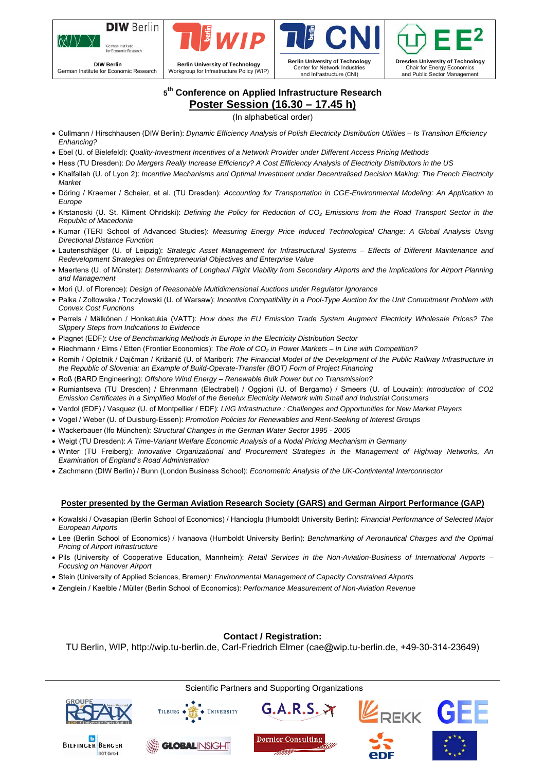DIW Berlin
German Institute for Economic Research

Berlin University of Technology
Workgroup for Infrastructure Policy (WIP)

Berlin University of Technology
Center for Network Industries and Infrastructure (CNI)

Dresden University of Technology
Chair for Energy Economics and Public Sector Management

# 5th Conference on Applied Infrastructure Research

## Poster Session (16.30 – 17.45 h)

(In alphabetical order)

- Cullmann / Hirschhausen (DIW Berlin): *Dynamic Efficiency Analysis of Polish Electricity Distribution Utilities – Is Transition Efficiency Enhancing?*
- Ebel (U. of Bielefeld): *Quality-Investment Incentives of a Network Provider under Different Access Pricing Methods*
- Hess (TU Dresden): *Do Mergers Really Increase Efficiency? A Cost Efficiency Analysis of Electricity Distributors in the US*
- Khalfallah (U. of Lyon 2): *Incentive Mechanisms and Optimal Investment under Decentralised Decision Making: The French Electricity Market*
- Döring / Kraemer / Scheier, et al. (TU Dresden): *Accounting for Transportation in CGE-Environmental Modeling: An Application to Europe*
- Krstanoski (U. St. Kliment Ohridski): *Defining the Policy for Reduction of $CO_2$ Emissions from the Road Transport Sector in the Republic of Macedonia*
- Kumar (TERI School of Advanced Studies): *Measuring Energy Price Induced Technological Change: A Global Analysis Using Directional Distance Function*
- Lautenschläger (U. of Leipzig): *Strategic Asset Management for Infrastructural Systems – Effects of Different Maintenance and Redevelopment Strategies on Entrepreneurial Objectives and Enterprise Value*
- Maertens (U. of Münster)*: Determinants of Longhaul Flight Viability from Secondary Airports and the Implications for Airport Planning and Management*
- Mori (U. of Florence): *Design of Reasonable Multidimensional Auctions under Regulator Ignorance*
- Palka / Zoltowska / Toczylowski (U. of Warsaw): *Incentive Compatibility in a Pool-Type Auction for the Unit Commitment Problem with Convex Cost Functions*
- Perrels / Mälkönen / Honkatukia (VATT): *How does the EU Emission Trade System Augment Electricity Wholesale Prices? The Slippery Steps from Indications to Evidence*
- Plagnet (EDF): *Use of Benchmarking Methods in Europe in the Electricity Distribution Sector*
- Riechmann / Elms / Etten (Frontier Economics): *The Role of $CO_2$ in Power Markets – In Line with Competition?*
- Romih / Oplotnik / Dajčman / Križanič (U. of Maribor): *The Financial Model of the Development of the Public Railway Infrastructure in the Republic of Slovenia: an Example of Build-Operate-Transfer (BOT) Form of Project Financing*
- Roß (BARD Engineering): *Offshore Wind Energy – Renewable Bulk Power but no Transmission?*
- Rumiantseva (TU Dresden) / Ehrenmann (Electrabel) / Oggioni (U. of Bergamo) / Smeers (U. of Louvain): *Introduction of CO2 Emission Certificates in a Simplified Model of the Benelux Electricity Network with Small and Industrial Consumers*
- Verdol (EDF) / Vasquez (U. of Montpellier / EDF): *LNG Infrastructure : Challenges and Opportunities for New Market Players*
- Vogel / Weber (U. of Duisburg-Essen): *Promotion Policies for Renewables and Rent-Seeking of Interest Groups*
- Wackerbauer (Ifo München): *Structural Changes in the German Water Sector 1995 - 2005*
- Weigt (TU Dresden): *A Time-Variant Welfare Economic Analysis of a Nodal Pricing Mechanism in Germany*
- Winter (TU Freiberg): *Innovative Organizational and Procurement Strategies in the Management of Highway Networks, An Examination of England's Road Administration*
- Zachmann (DIW Berlin) / Bunn (London Business School): *Econometric Analysis of the UK-Contintental Interconnector*

## Poster presented by the German Aviation Research Society (GARS) and German Airport Performance (GAP)

- Kowalski / Ovasapian (Berlin School of Economics) / Hancioglu (Humboldt University Berlin): *Financial Performance of Selected Major European Airports*
- Lee (Berlin School of Economics) / Ivanaova (Humboldt University Berlin): *Benchmarking of Aeronautical Charges and the Optimal Pricing of Airport Infrastructure*
- Pils (University of Cooperative Education, Mannheim): *Retail Services in the Non-Aviation-Business of International Airports – Focusing on Hanover Airport*
- Stein (University of Applied Sciences, Bremen)*: Environmental Management of Capacity Constrained Airports*
- Zenglein / Kaelble / Müller (Berlin School of Economics): *Performance Measurement of Non-Aviation Revenue*

**Contact / Registration:**

TU Berlin, WIP, http://wip.tu-berlin.de, Carl-Friedrich Elmer (cae@wip.tu-berlin.de, +49-30-314-23649)

Scientific Partners and Supporting Organizations